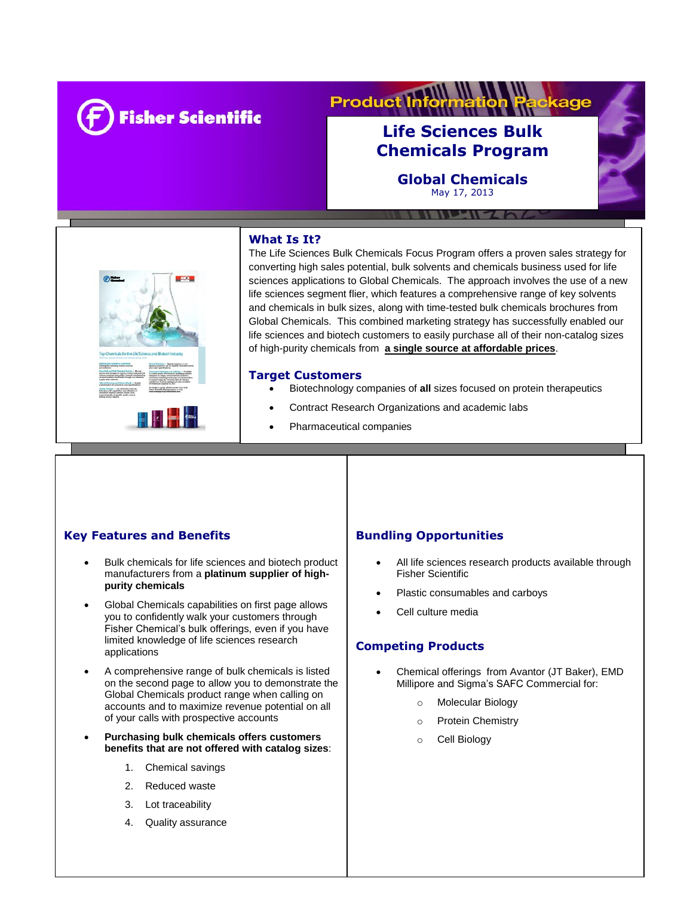Fisher Scientific

Product Information Package

# Life Sciences Bulk Chemicals Program

## Global Chemicals

May 17, 2013

## What Is It?

The Life Sciences Bulk Chemicals Focus Program offers a proven sales strategy for converting high sales potential, bulk solvents and chemicals business used for life sciences applications to Global Chemicals. The approach involves the use of a new life sciences segment flier, which features a comprehensive range of key solvents and chemicals in bulk sizes, along with time-tested bulk chemicals brochures from Global Chemicals. This combined marketing strategy has successfully enabled our life sciences and biotech customers to easily purchase all of their non-catalog sizes of high-purity chemicals from **a single source at affordable prices**.

## Target Customers

- Biotechnology companies of **all** sizes focused on protein therapeutics
- Contract Research Organizations and academic labs
- Pharmaceutical companies

## Key Features and Benefits

- Bulk chemicals for life sciences and biotech product manufacturers from a **platinum supplier of high-purity chemicals**
- Global Chemicals capabilities on first page allows you to confidently walk your customers through Fisher Chemical's bulk offerings, even if you have limited knowledge of life sciences research applications
- A comprehensive range of bulk chemicals is listed on the second page to allow you to demonstrate the Global Chemicals product range when calling on accounts and to maximize revenue potential on all of your calls with prospective accounts
- **Purchasing bulk chemicals offers customers benefits that are not offered with catalog sizes**:
  1. Chemical savings
  2. Reduced waste
  3. Lot traceability
  4. Quality assurance

## Bundling Opportunities

- All life sciences research products available through Fisher Scientific
- Plastic consumables and carboys
- Cell culture media

## Competing Products

- Chemical offerings from Avantor (JT Baker), EMD Millipore and Sigma's SAFC Commercial for:
  - Molecular Biology
  - Protein Chemistry
  - Cell Biology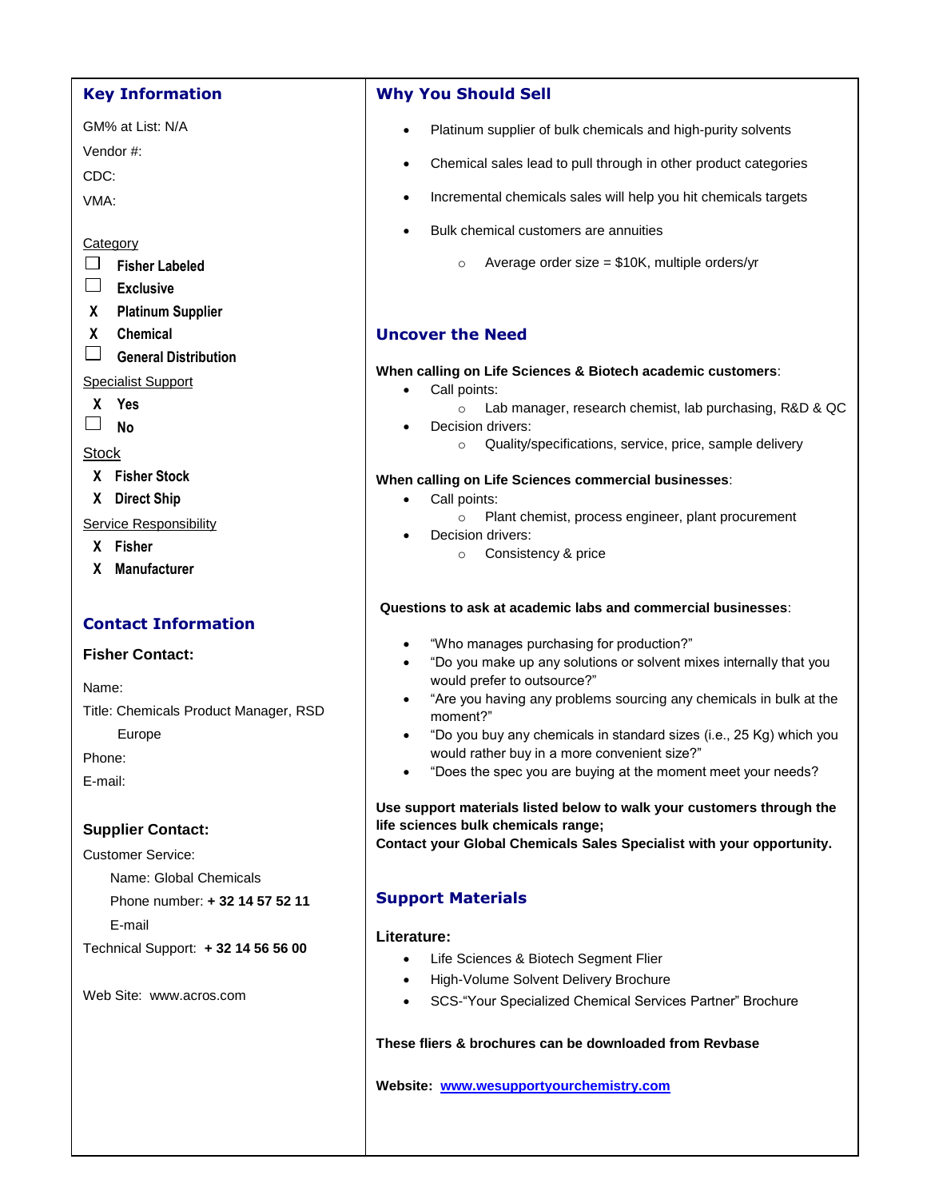## Key Information

GM% at List: N/A

Vendor #:

CDC:

VMA:

Category

- ☐ **Fisher Labeled**
- ☐ **Exclusive**
- X **Platinum Supplier**
- X **Chemical**
- ☐ **General Distribution**

Specialist Support

- X **Yes**
- ☐ **No**

Stock

- X **Fisher Stock**
- X **Direct Ship**

Service Responsibility

- X **Fisher**
- X **Manufacturer**

## Contact Information

**Fisher Contact:**

Name:

Title: Chemicals Product Manager, RSD Europe

Phone:

E-mail:

**Supplier Contact:**

Customer Service:

Name: Global Chemicals

Phone number: **+ 32 14 57 52 11**

E-mail

Technical Support: **+ 32 14 56 56 00**

Web Site: www.acros.com

## Why You Should Sell

- Platinum supplier of bulk chemicals and high-purity solvents
- Chemical sales lead to pull through in other product categories
- Incremental chemicals sales will help you hit chemicals targets
- Bulk chemical customers are annuities
  - Average order size = $10K, multiple orders/yr

## Uncover the Need

**When calling on Life Sciences & Biotech academic customers**:

- Call points:
  - Lab manager, research chemist, lab purchasing, R&D & QC
- Decision drivers:
  - Quality/specifications, service, price, sample delivery

**When calling on Life Sciences commercial businesses**:

- Call points:
  - Plant chemist, process engineer, plant procurement
- Decision drivers:
  - Consistency & price

**Questions to ask at academic labs and commercial businesses**:

- "Who manages purchasing for production?"
- "Do you make up any solutions or solvent mixes internally that you would prefer to outsource?"
- "Are you having any problems sourcing any chemicals in bulk at the moment?"
- "Do you buy any chemicals in standard sizes (i.e., 25 Kg) which you would rather buy in a more convenient size?"
- "Does the spec you are buying at the moment meet your needs?

**Use support materials listed below to walk your customers through the life sciences bulk chemicals range;**
**Contact your Global Chemicals Sales Specialist with your opportunity.**

## Support Materials

**Literature:**

- Life Sciences & Biotech Segment Flier
- High-Volume Solvent Delivery Brochure
- SCS-"Your Specialized Chemical Services Partner" Brochure

**These fliers & brochures can be downloaded from Revbase**

**Website: www.wesupportyourchemistry.com**